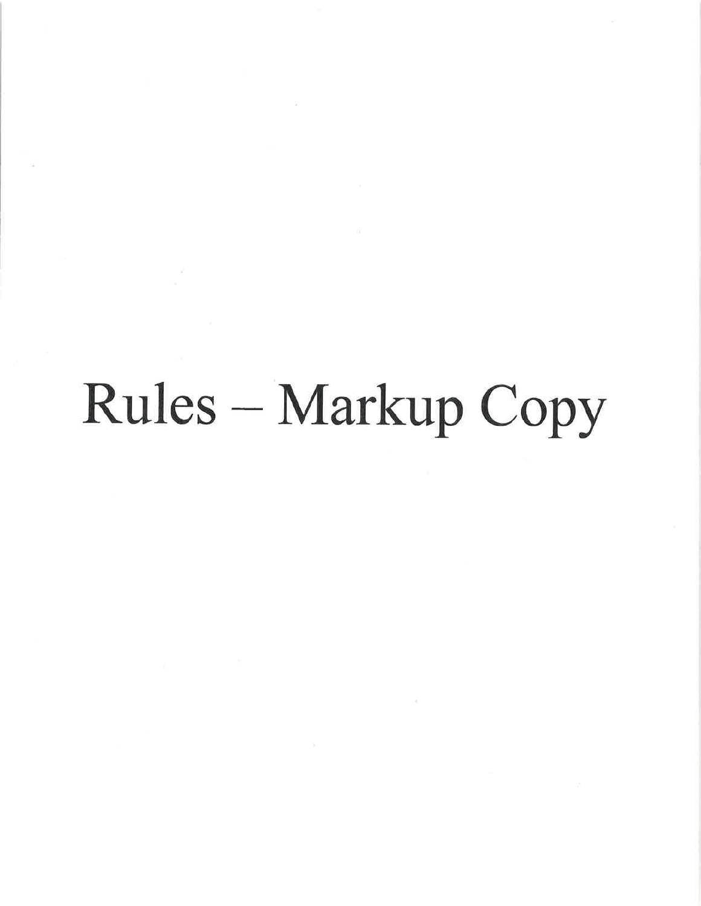# Rules – Markup Copy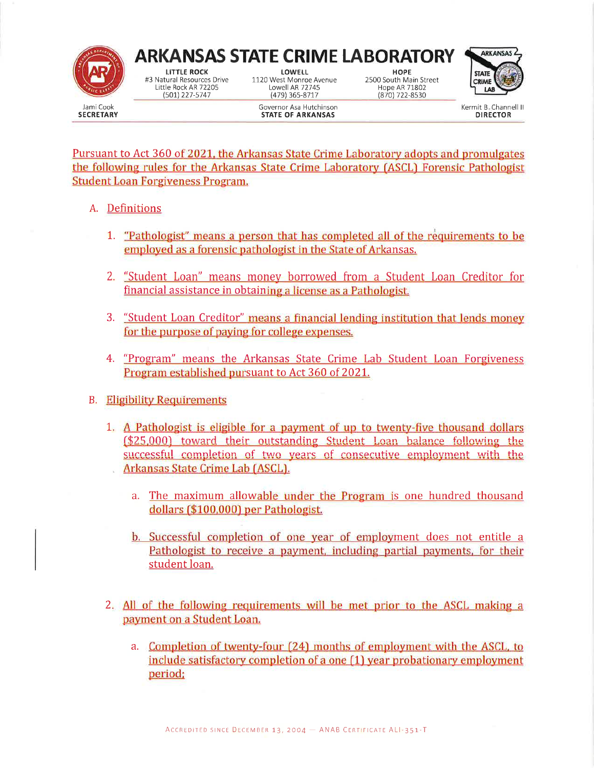# ARKANSAS STATE CRIME LABORATORY

| LITTLE ROCK | LOWELL | HOPE |
|---|---|---|
| #3 Natural Resources Drive | 1120 West Monroe Avenue | 2500 South Main Street |
| Little Rock AR 72205 | Lowell AR 72745 | Hope AR 71802 |
| (501) 227-5747 | (479) 365-8717 | (870) 722-8530 |

Jami Cook
**SECRETARY**

Governor Asa Hutchinson
**STATE OF ARKANSAS**

Kermit B. Channell II
**DIRECTOR**

Pursuant to Act 360 of 2021, the Arkansas State Crime Laboratory adopts and promulgates the following rules for the Arkansas State Crime Laboratory (ASCL) Forensic Pathologist Student Loan Forgiveness Program.

A. Definitions

1. "Pathologist" means a person that has completed all of the requirements to be employed as a forensic pathologist in the State of Arkansas.

2. "Student Loan" means money borrowed from a Student Loan Creditor for financial assistance in obtaining a license as a Pathologist.

3. "Student Loan Creditor" means a financial lending institution that lends money for the purpose of paying for college expenses.

4. "Program" means the Arkansas State Crime Lab Student Loan Forgiveness Program established pursuant to Act 360 of 2021.

B. Eligibility Requirements

1. A Pathologist is eligible for a payment of up to twenty-five thousand dollars ($25,000) toward their outstanding Student Loan balance following the successful completion of two years of consecutive employment with the Arkansas State Crime Lab (ASCL).

   a. The maximum allowable under the Program is one hundred thousand dollars ($100,000) per Pathologist.

   b. Successful completion of one year of employment does not entitle a Pathologist to receive a payment, including partial payments, for their student loan.

2. All of the following requirements will be met prior to the ASCL making a payment on a Student Loan.

   a. Completion of twenty-four (24) months of employment with the ASCL, to include satisfactory completion of a one (1) year probationary employment period;

Accredited since December 13, 2004 — ANAB Certificate ALI-351-T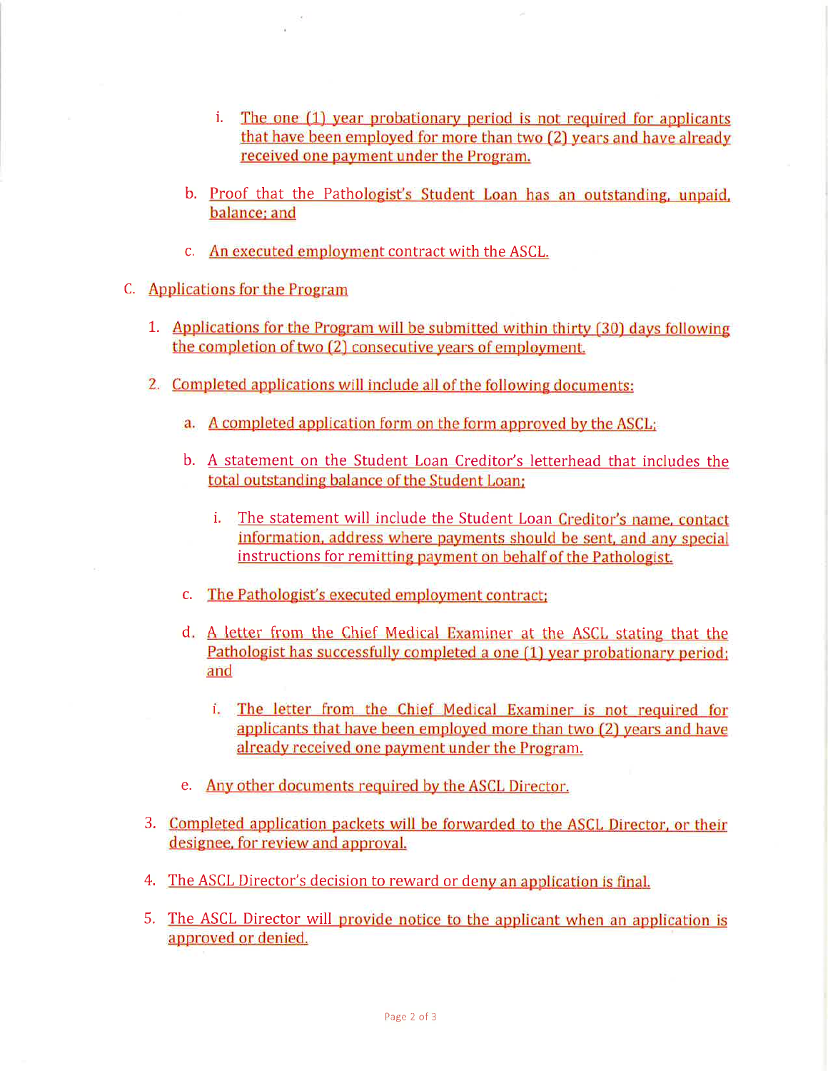i. The one (1) year probationary period is not required for applicants that have been employed for more than two (2) years and have already received one payment under the Program.

  b. Proof that the Pathologist's Student Loan has an outstanding, unpaid, balance; and

  c. An executed employment contract with the ASCL.

C. Applications for the Program

  1. Applications for the Program will be submitted within thirty (30) days following the completion of two (2) consecutive years of employment.

  2. Completed applications will include all of the following documents:

     a. A completed application form on the form approved by the ASCL;

     b. A statement on the Student Loan Creditor's letterhead that includes the total outstanding balance of the Student Loan;

        i. The statement will include the Student Loan Creditor's name, contact information, address where payments should be sent, and any special instructions for remitting payment on behalf of the Pathologist.

     c. The Pathologist's executed employment contract;

     d. A letter from the Chief Medical Examiner at the ASCL stating that the Pathologist has successfully completed a one (1) year probationary period; and

        i. The letter from the Chief Medical Examiner is not required for applicants that have been employed more than two (2) years and have already received one payment under the Program.

     e. Any other documents required by the ASCL Director.

  3. Completed application packets will be forwarded to the ASCL Director, or their designee, for review and approval.

  4. The ASCL Director's decision to reward or deny an application is final.

  5. The ASCL Director will provide notice to the applicant when an application is approved or denied.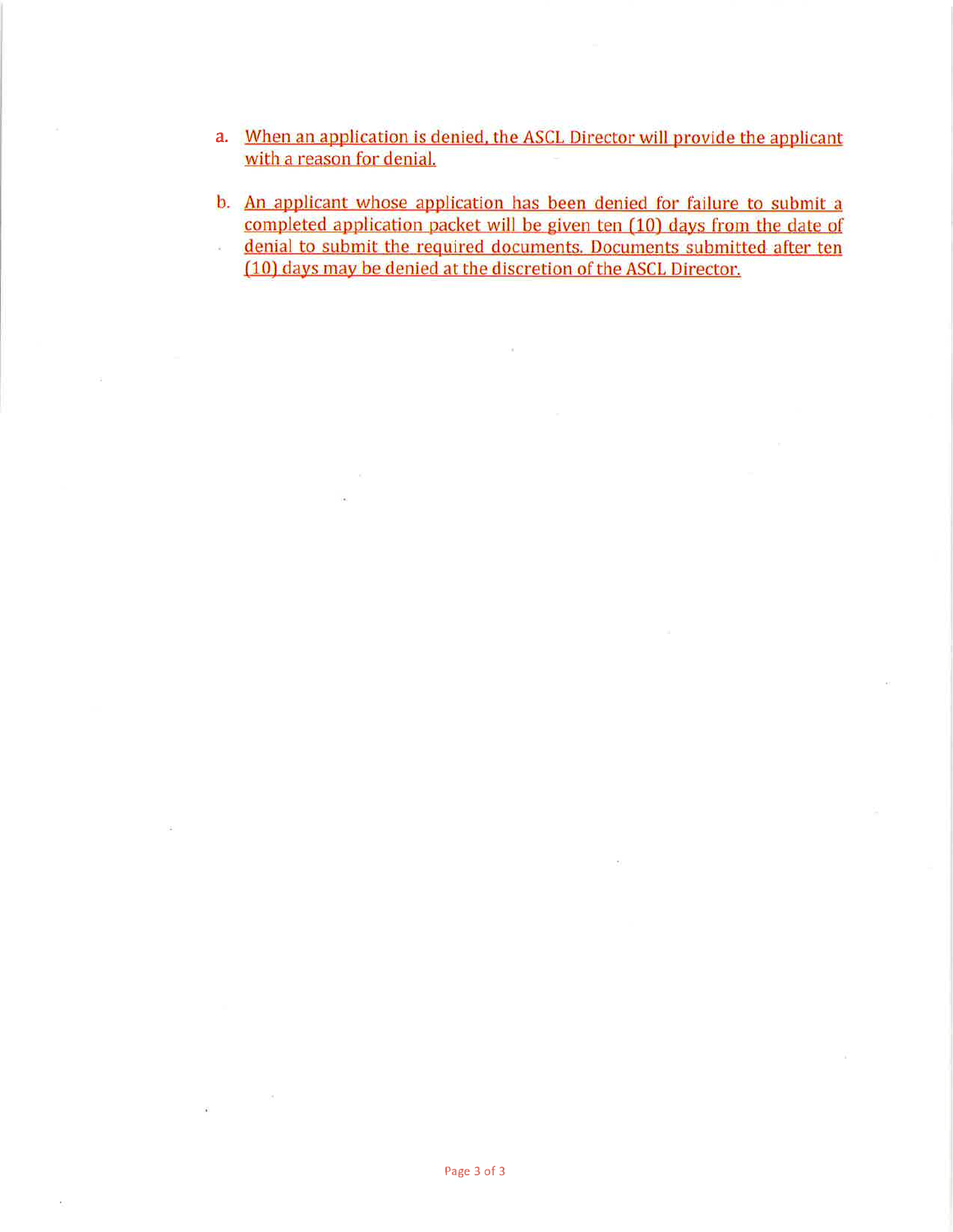a. When an application is denied, the ASCL Director will provide the applicant with a reason for denial.

b. An applicant whose application has been denied for failure to submit a completed application packet will be given ten (10) days from the date of denial to submit the required documents. Documents submitted after ten (10) days may be denied at the discretion of the ASCL Director.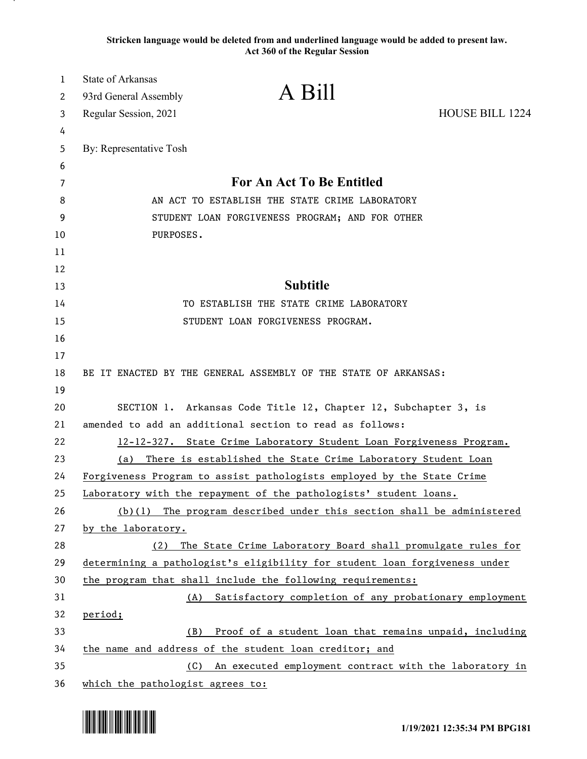Stricken language would be deleted from and underlined language would be added to present law.
Act 360 of the Regular Session

State of Arkansas
93rd General Assembly
Regular Session, 2021

# A Bill

HOUSE BILL 1224

By: Representative Tosh

## For An Act To Be Entitled

AN ACT TO ESTABLISH THE STATE CRIME LABORATORY STUDENT LOAN FORGIVENESS PROGRAM; AND FOR OTHER PURPOSES.

## Subtitle

TO ESTABLISH THE STATE CRIME LABORATORY STUDENT LOAN FORGIVENESS PROGRAM.

BE IT ENACTED BY THE GENERAL ASSEMBLY OF THE STATE OF ARKANSAS:

SECTION 1. Arkansas Code Title 12, Chapter 12, Subchapter 3, is amended to add an additional section to read as follows:

12-12-327. State Crime Laboratory Student Loan Forgiveness Program.

(a) There is established the State Crime Laboratory Student Loan Forgiveness Program to assist pathologists employed by the State Crime Laboratory with the repayment of the pathologists' student loans.

(b)(1) The program described under this section shall be administered by the laboratory.

(2) The State Crime Laboratory Board shall promulgate rules for determining a pathologist's eligibility for student loan forgiveness under the program that shall include the following requirements:

(A) Satisfactory completion of any probationary employment period;

(B) Proof of a student loan that remains unpaid, including the name and address of the student loan creditor; and

(C) An executed employment contract with the laboratory in which the pathologist agrees to: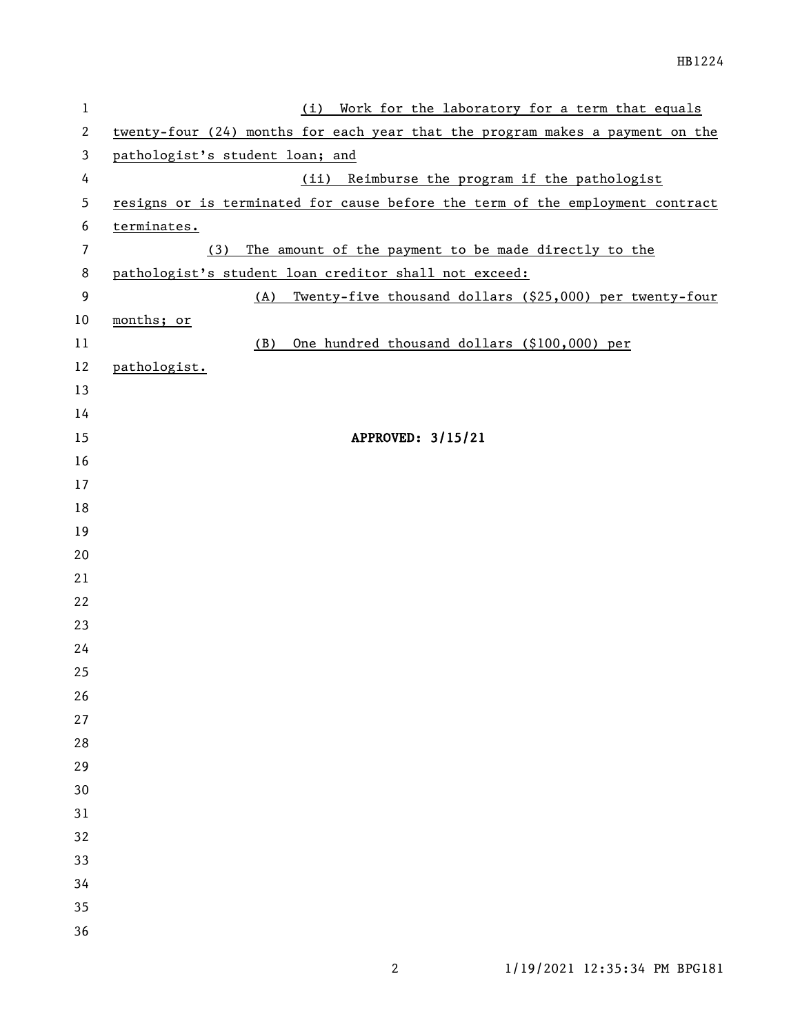(i) Work for the laboratory for a term that equals twenty-four (24) months for each year that the program makes a payment on the pathologist's student loan; and

(ii) Reimburse the program if the pathologist resigns or is terminated for cause before the term of the employment contract terminates.

(3) The amount of the payment to be made directly to the pathologist's student loan creditor shall not exceed:

(A) Twenty-five thousand dollars ($25,000) per twenty-four months; or

(B) One hundred thousand dollars ($100,000) per pathologist.

**APPROVED: 3/15/21**